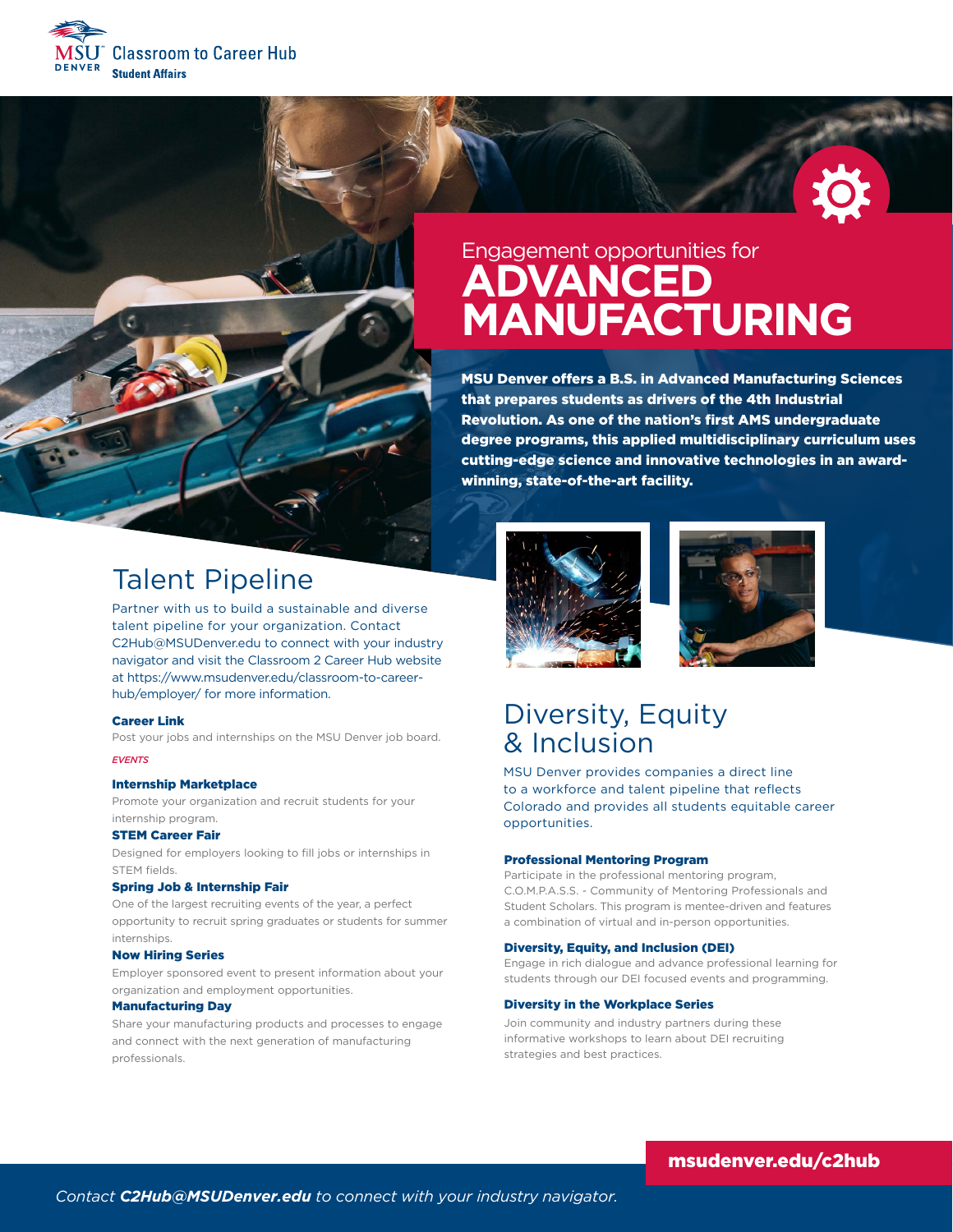MSU Denver Classroom to Career Hub
**Student Affairs**

# Engagement opportunities for ADVANCED MANUFACTURING

**MSU Denver offers a B.S. in Advanced Manufacturing Sciences that prepares students as drivers of the 4th Industrial Revolution. As one of the nation's first AMS undergraduate degree programs, this applied multidisciplinary curriculum uses cutting-edge science and innovative technologies in an award-winning, state-of-the-art facility.**

## Talent Pipeline

Partner with us to build a sustainable and diverse talent pipeline for your organization. Contact C2Hub@MSUDenver.edu to connect with your industry navigator and visit the Classroom 2 Career Hub website at https://www.msudenver.edu/classroom-to-career-hub/employer/ for more information.

**Career Link**

Post your jobs and internships on the MSU Denver job board.

*EVENTS*

**Internship Marketplace**

Promote your organization and recruit students for your internship program.

**STEM Career Fair**

Designed for employers looking to fill jobs or internships in STEM fields.

**Spring Job & Internship Fair**

One of the largest recruiting events of the year, a perfect opportunity to recruit spring graduates or students for summer internships.

**Now Hiring Series**

Employer sponsored event to present information about your organization and employment opportunities.

**Manufacturing Day**

Share your manufacturing products and processes to engage and connect with the next generation of manufacturing professionals.

## Diversity, Equity & Inclusion

MSU Denver provides companies a direct line to a workforce and talent pipeline that reflects Colorado and provides all students equitable career opportunities.

**Professional Mentoring Program**

Participate in the professional mentoring program, C.O.M.P.A.S.S. - Community of Mentoring Professionals and Student Scholars. This program is mentee-driven and features a combination of virtual and in-person opportunities.

**Diversity, Equity, and Inclusion (DEI)**

Engage in rich dialogue and advance professional learning for students through our DEI focused events and programming.

**Diversity in the Workplace Series**

Join community and industry partners during these informative workshops to learn about DEI recruiting strategies and best practices.

**msudenver.edu/c2hub**

*Contact **C2Hub@MSUDenver.edu** to connect with your industry navigator.*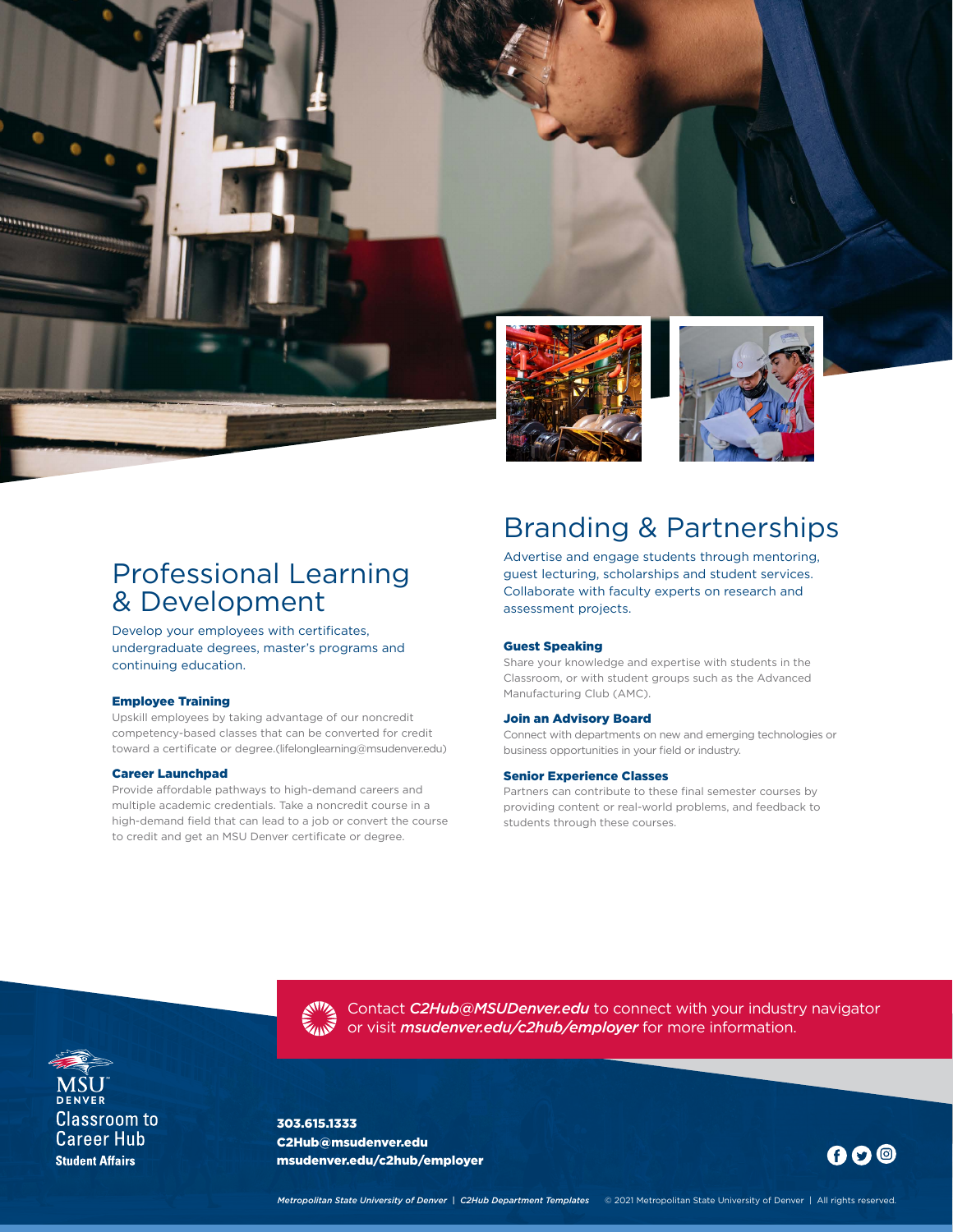## Professional Learning & Development

Develop your employees with certificates, undergraduate degrees, master's programs and continuing education.

**Employee Training**

Upskill employees by taking advantage of our noncredit competency-based classes that can be converted for credit toward a certificate or degree.(lifelonglearning@msudenver.edu)

**Career Launchpad**

Provide affordable pathways to high-demand careers and multiple academic credentials. Take a noncredit course in a high-demand field that can lead to a job or convert the course to credit and get an MSU Denver certificate or degree.

## Branding & Partnerships

Advertise and engage students through mentoring, guest lecturing, scholarships and student services. Collaborate with faculty experts on research and assessment projects.

**Guest Speaking**

Share your knowledge and expertise with students in the Classroom, or with student groups such as the Advanced Manufacturing Club (AMC).

**Join an Advisory Board**

Connect with departments on new and emerging technologies or business opportunities in your field or industry.

**Senior Experience Classes**

Partners can contribute to these final semester courses by providing content or real-world problems, and feedback to students through these courses.

Contact ***C2Hub@MSUDenver.edu*** to connect with your industry navigator or visit ***msudenver.edu/c2hub/employer*** for more information.

MSU DENVER
Classroom to Career Hub
**Student Affairs**

**303.615.1333**
**C2Hub@msudenver.edu**
**msudenver.edu/c2hub/employer**

*Metropolitan State University of Denver | C2Hub Department Templates* © 2021 Metropolitan State University of Denver | All rights reserved.